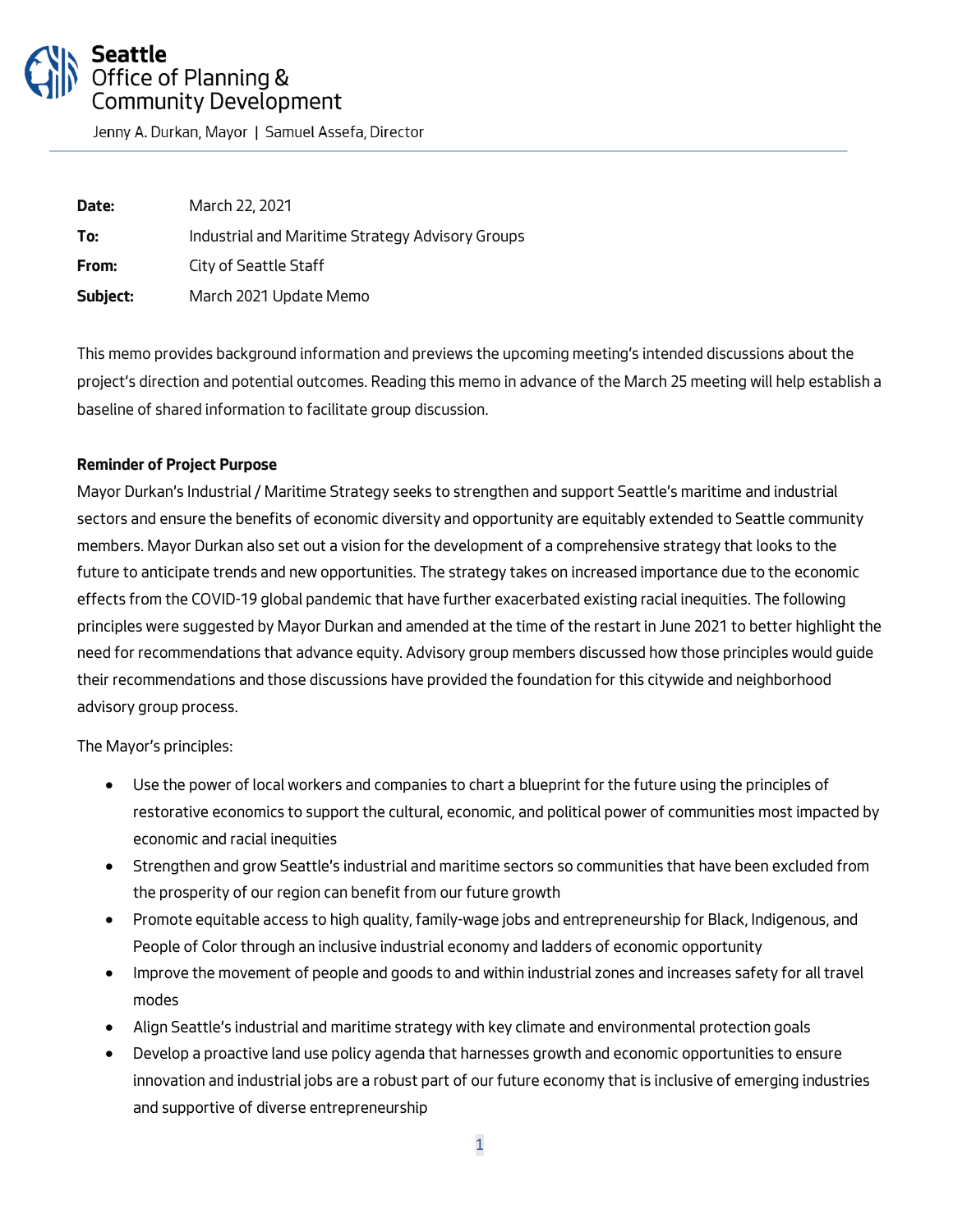# Seattle Office of Planning & Community Development

Jenny A. Durkan, Mayor | Samuel Assefa, Director

---

**Date:** March 22, 2021

**To:** Industrial and Maritime Strategy Advisory Groups

**From:** City of Seattle Staff

**Subject:** March 2021 Update Memo

This memo provides background information and previews the upcoming meeting's intended discussions about the project's direction and potential outcomes. Reading this memo in advance of the March 25 meeting will help establish a baseline of shared information to facilitate group discussion.

**Reminder of Project Purpose**

Mayor Durkan's Industrial / Maritime Strategy seeks to strengthen and support Seattle's maritime and industrial sectors and ensure the benefits of economic diversity and opportunity are equitably extended to Seattle community members. Mayor Durkan also set out a vision for the development of a comprehensive strategy that looks to the future to anticipate trends and new opportunities. The strategy takes on increased importance due to the economic effects from the COVID-19 global pandemic that have further exacerbated existing racial inequities. The following principles were suggested by Mayor Durkan and amended at the time of the restart in June 2021 to better highlight the need for recommendations that advance equity. Advisory group members discussed how those principles would guide their recommendations and those discussions have provided the foundation for this citywide and neighborhood advisory group process.

The Mayor's principles:

- Use the power of local workers and companies to chart a blueprint for the future using the principles of restorative economics to support the cultural, economic, and political power of communities most impacted by economic and racial inequities
- Strengthen and grow Seattle's industrial and maritime sectors so communities that have been excluded from the prosperity of our region can benefit from our future growth
- Promote equitable access to high quality, family-wage jobs and entrepreneurship for Black, Indigenous, and People of Color through an inclusive industrial economy and ladders of economic opportunity
- Improve the movement of people and goods to and within industrial zones and increases safety for all travel modes
- Align Seattle's industrial and maritime strategy with key climate and environmental protection goals
- Develop a proactive land use policy agenda that harnesses growth and economic opportunities to ensure innovation and industrial jobs are a robust part of our future economy that is inclusive of emerging industries and supportive of diverse entrepreneurship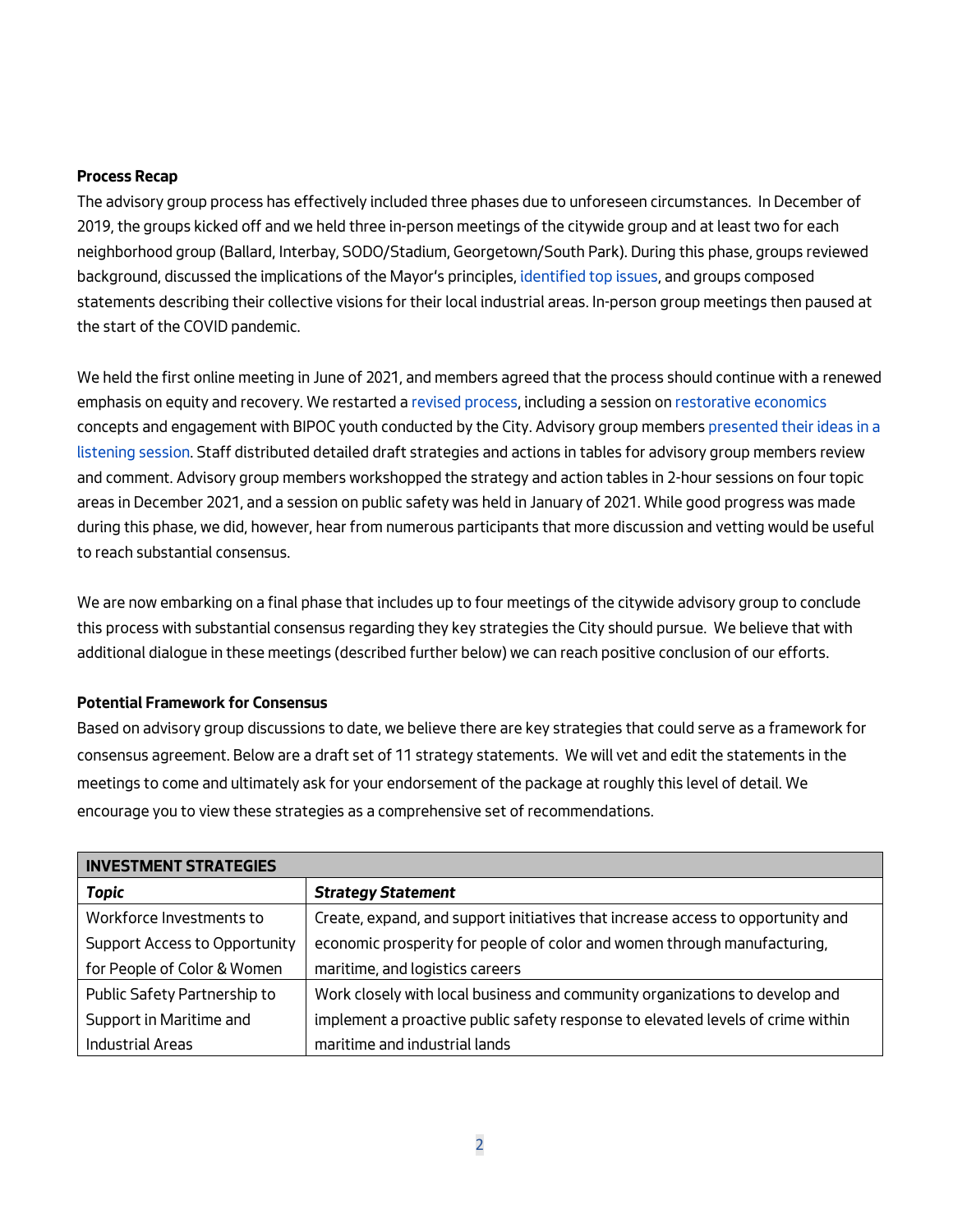**Process Recap**

The advisory group process has effectively included three phases due to unforeseen circumstances. In December of 2019, the groups kicked off and we held three in-person meetings of the citywide group and at least two for each neighborhood group (Ballard, Interbay, SODO/Stadium, Georgetown/South Park). During this phase, groups reviewed background, discussed the implications of the Mayor's principles, identified top issues, and groups composed statements describing their collective visions for their local industrial areas. In-person group meetings then paused at the start of the COVID pandemic.

We held the first online meeting in June of 2021, and members agreed that the process should continue with a renewed emphasis on equity and recovery. We restarted a revised process, including a session on restorative economics concepts and engagement with BIPOC youth conducted by the City. Advisory group members presented their ideas in a listening session. Staff distributed detailed draft strategies and actions in tables for advisory group members review and comment. Advisory group members workshopped the strategy and action tables in 2-hour sessions on four topic areas in December 2021, and a session on public safety was held in January of 2021. While good progress was made during this phase, we did, however, hear from numerous participants that more discussion and vetting would be useful to reach substantial consensus.

We are now embarking on a final phase that includes up to four meetings of the citywide advisory group to conclude this process with substantial consensus regarding they key strategies the City should pursue. We believe that with additional dialogue in these meetings (described further below) we can reach positive conclusion of our efforts.

**Potential Framework for Consensus**

Based on advisory group discussions to date, we believe there are key strategies that could serve as a framework for consensus agreement. Below are a draft set of 11 strategy statements. We will vet and edit the statements in the meetings to come and ultimately ask for your endorsement of the package at roughly this level of detail. We encourage you to view these strategies as a comprehensive set of recommendations.

| **INVESTMENT STRATEGIES** | |
|---|---|
| ***Topic*** | ***Strategy Statement*** |
| Workforce Investments to Support Access to Opportunity for People of Color & Women | Create, expand, and support initiatives that increase access to opportunity and economic prosperity for people of color and women through manufacturing, maritime, and logistics careers |
| Public Safety Partnership to Support in Maritime and Industrial Areas | Work closely with local business and community organizations to develop and implement a proactive public safety response to elevated levels of crime within maritime and industrial lands |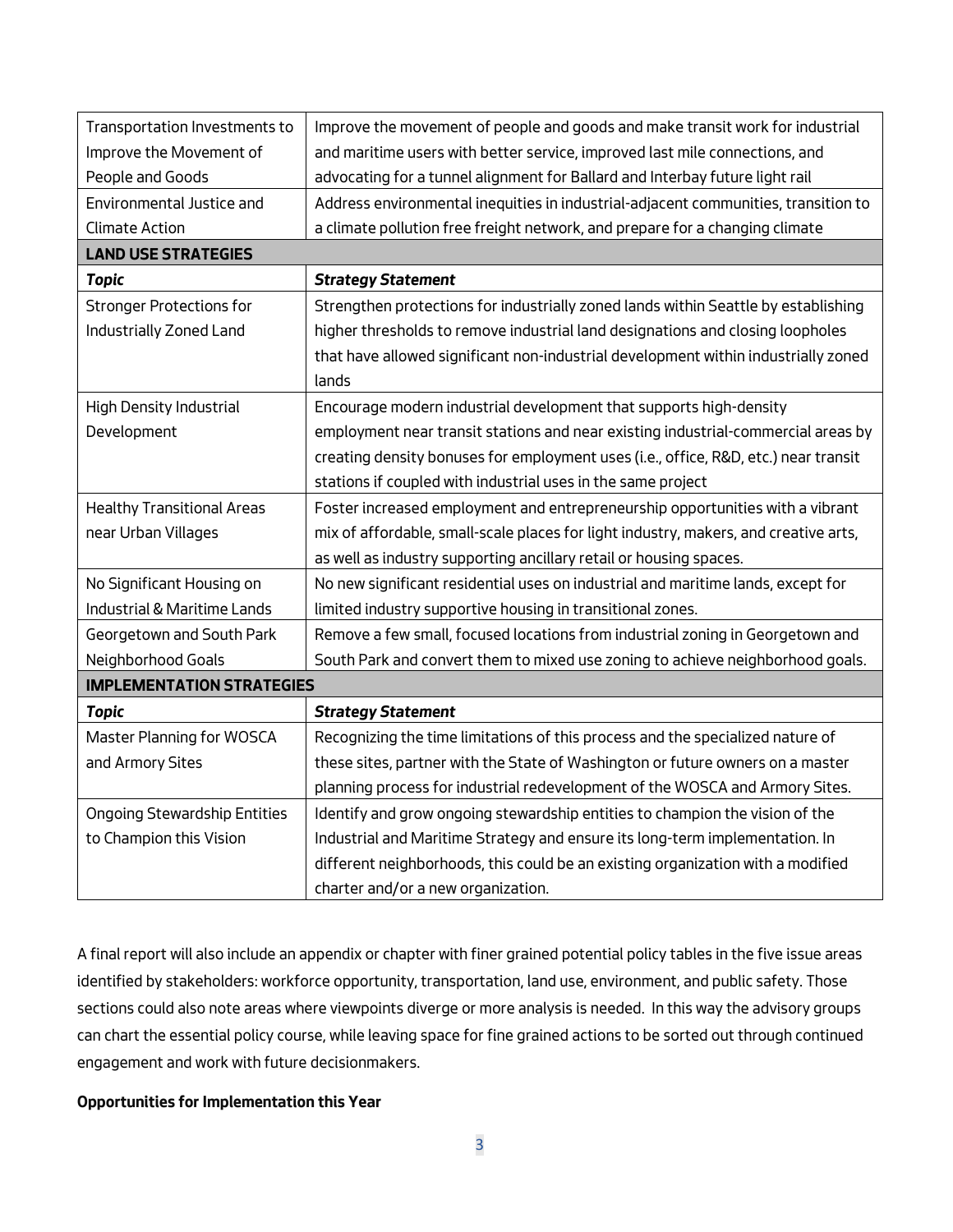| | |
|---|---|
| Transportation Investments to Improve the Movement of People and Goods | Improve the movement of people and goods and make transit work for industrial and maritime users with better service, improved last mile connections, and advocating for a tunnel alignment for Ballard and Interbay future light rail |
| Environmental Justice and Climate Action | Address environmental inequities in industrial-adjacent communities, transition to a climate pollution free freight network, and prepare for a changing climate |
| **LAND USE STRATEGIES** | |
| ***Topic*** | ***Strategy Statement*** |
| Stronger Protections for Industrially Zoned Land | Strengthen protections for industrially zoned lands within Seattle by establishing higher thresholds to remove industrial land designations and closing loopholes that have allowed significant non-industrial development within industrially zoned lands |
| High Density Industrial Development | Encourage modern industrial development that supports high-density employment near transit stations and near existing industrial-commercial areas by creating density bonuses for employment uses (i.e., office, R&D, etc.) near transit stations if coupled with industrial uses in the same project |
| Healthy Transitional Areas near Urban Villages | Foster increased employment and entrepreneurship opportunities with a vibrant mix of affordable, small-scale places for light industry, makers, and creative arts, as well as industry supporting ancillary retail or housing spaces. |
| No Significant Housing on Industrial & Maritime Lands | No new significant residential uses on industrial and maritime lands, except for limited industry supportive housing in transitional zones. |
| Georgetown and South Park Neighborhood Goals | Remove a few small, focused locations from industrial zoning in Georgetown and South Park and convert them to mixed use zoning to achieve neighborhood goals. |
| **IMPLEMENTATION STRATEGIES** | |
| ***Topic*** | ***Strategy Statement*** |
| Master Planning for WOSCA and Armory Sites | Recognizing the time limitations of this process and the specialized nature of these sites, partner with the State of Washington or future owners on a master planning process for industrial redevelopment of the WOSCA and Armory Sites. |
| Ongoing Stewardship Entities to Champion this Vision | Identify and grow ongoing stewardship entities to champion the vision of the Industrial and Maritime Strategy and ensure its long-term implementation. In different neighborhoods, this could be an existing organization with a modified charter and/or a new organization. |

A final report will also include an appendix or chapter with finer grained potential policy tables in the five issue areas identified by stakeholders: workforce opportunity, transportation, land use, environment, and public safety. Those sections could also note areas where viewpoints diverge or more analysis is needed. In this way the advisory groups can chart the essential policy course, while leaving space for fine grained actions to be sorted out through continued engagement and work with future decisionmakers.

**Opportunities for Implementation this Year**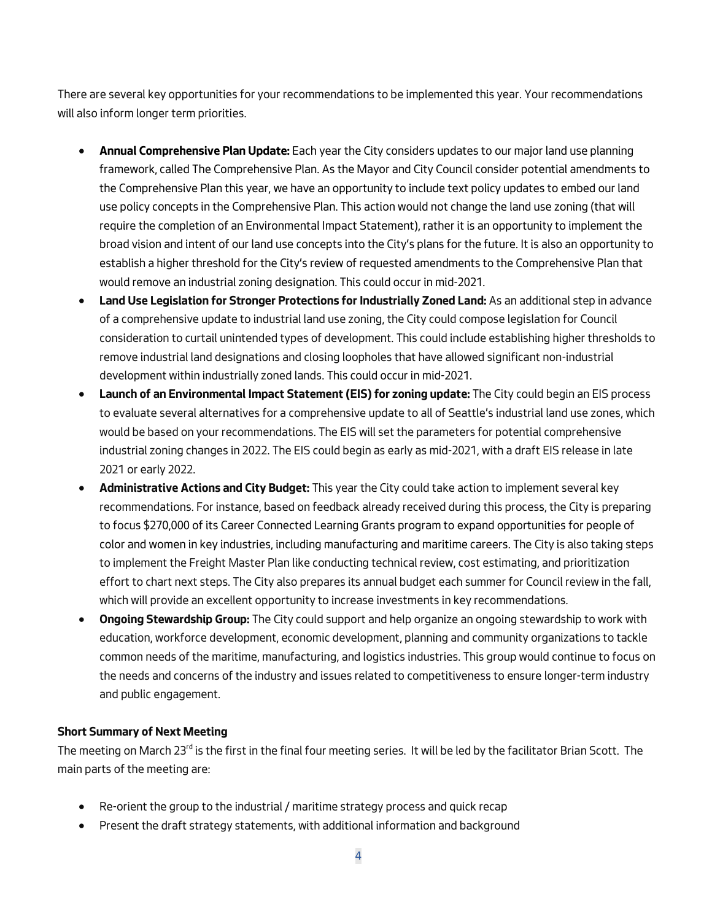There are several key opportunities for your recommendations to be implemented this year. Your recommendations will also inform longer term priorities.

- **Annual Comprehensive Plan Update:** Each year the City considers updates to our major land use planning framework, called The Comprehensive Plan. As the Mayor and City Council consider potential amendments to the Comprehensive Plan this year, we have an opportunity to include text policy updates to embed our land use policy concepts in the Comprehensive Plan. This action would not change the land use zoning (that will require the completion of an Environmental Impact Statement), rather it is an opportunity to implement the broad vision and intent of our land use concepts into the City's plans for the future. It is also an opportunity to establish a higher threshold for the City's review of requested amendments to the Comprehensive Plan that would remove an industrial zoning designation. This could occur in mid-2021.
- **Land Use Legislation for Stronger Protections for Industrially Zoned Land:** As an additional step in advance of a comprehensive update to industrial land use zoning, the City could compose legislation for Council consideration to curtail unintended types of development. This could include establishing higher thresholds to remove industrial land designations and closing loopholes that have allowed significant non-industrial development within industrially zoned lands. This could occur in mid-2021.
- **Launch of an Environmental Impact Statement (EIS) for zoning update:** The City could begin an EIS process to evaluate several alternatives for a comprehensive update to all of Seattle's industrial land use zones, which would be based on your recommendations. The EIS will set the parameters for potential comprehensive industrial zoning changes in 2022. The EIS could begin as early as mid-2021, with a draft EIS release in late 2021 or early 2022.
- **Administrative Actions and City Budget:** This year the City could take action to implement several key recommendations. For instance, based on feedback already received during this process, the City is preparing to focus $270,000 of its Career Connected Learning Grants program to expand opportunities for people of color and women in key industries, including manufacturing and maritime careers. The City is also taking steps to implement the Freight Master Plan like conducting technical review, cost estimating, and prioritization effort to chart next steps. The City also prepares its annual budget each summer for Council review in the fall, which will provide an excellent opportunity to increase investments in key recommendations.
- **Ongoing Stewardship Group:** The City could support and help organize an ongoing stewardship to work with education, workforce development, economic development, planning and community organizations to tackle common needs of the maritime, manufacturing, and logistics industries. This group would continue to focus on the needs and concerns of the industry and issues related to competitiveness to ensure longer-term industry and public engagement.

**Short Summary of Next Meeting**

The meeting on March 23rd is the first in the final four meeting series. It will be led by the facilitator Brian Scott. The main parts of the meeting are:

- Re-orient the group to the industrial / maritime strategy process and quick recap
- Present the draft strategy statements, with additional information and background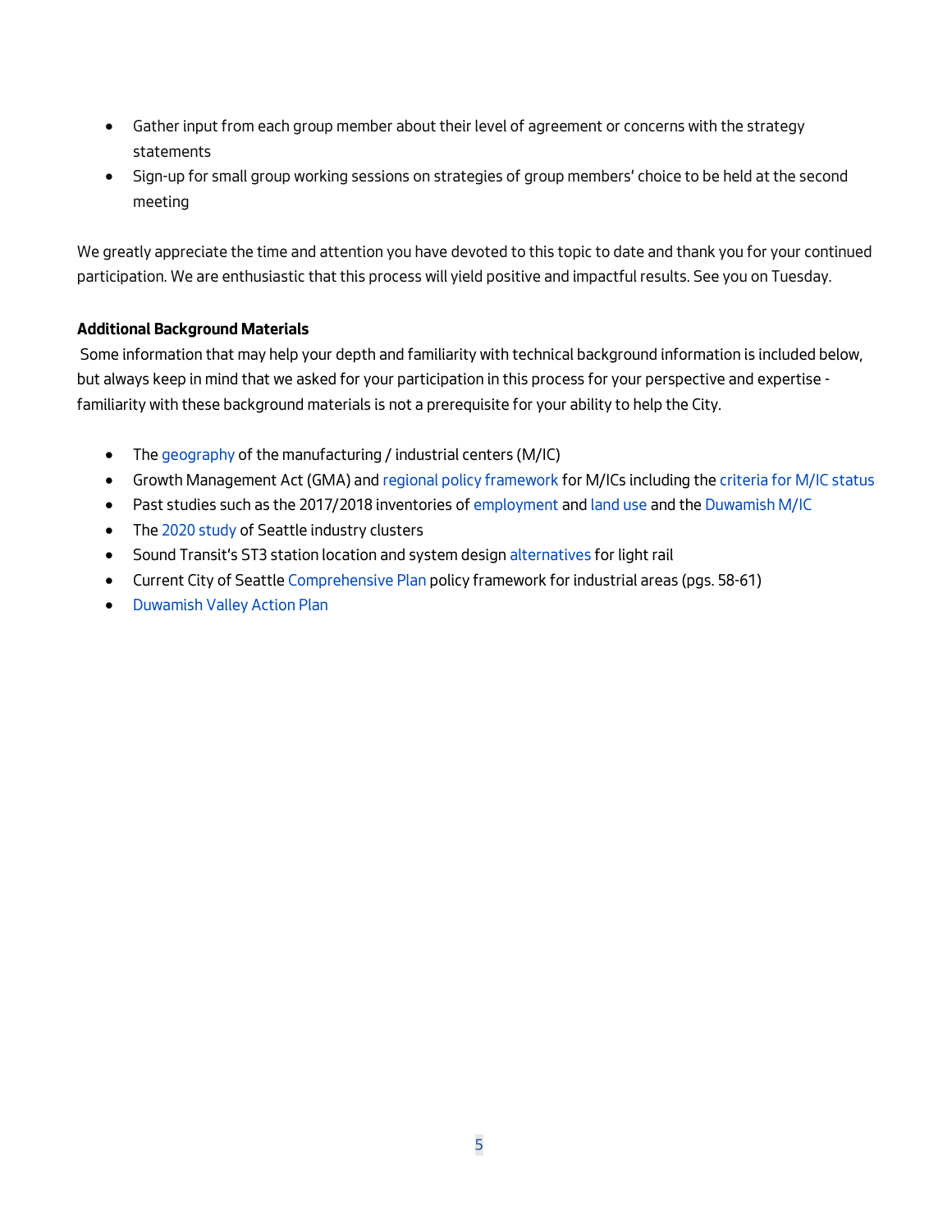- Gather input from each group member about their level of agreement or concerns with the strategy statements
- Sign-up for small group working sessions on strategies of group members' choice to be held at the second meeting

We greatly appreciate the time and attention you have devoted to this topic to date and thank you for your continued participation. We are enthusiastic that this process will yield positive and impactful results. See you on Tuesday.

**Additional Background Materials**

Some information that may help your depth and familiarity with technical background information is included below, but always keep in mind that we asked for your participation in this process for your perspective and expertise - familiarity with these background materials is not a prerequisite for your ability to help the City.

- The geography of the manufacturing / industrial centers (M/IC)
- Growth Management Act (GMA) and regional policy framework for M/ICs including the criteria for M/IC status
- Past studies such as the 2017/2018 inventories of employment and land use and the Duwamish M/IC
- The 2020 study of Seattle industry clusters
- Sound Transit's ST3 station location and system design alternatives for light rail
- Current City of Seattle Comprehensive Plan policy framework for industrial areas (pgs. 58-61)
- Duwamish Valley Action Plan